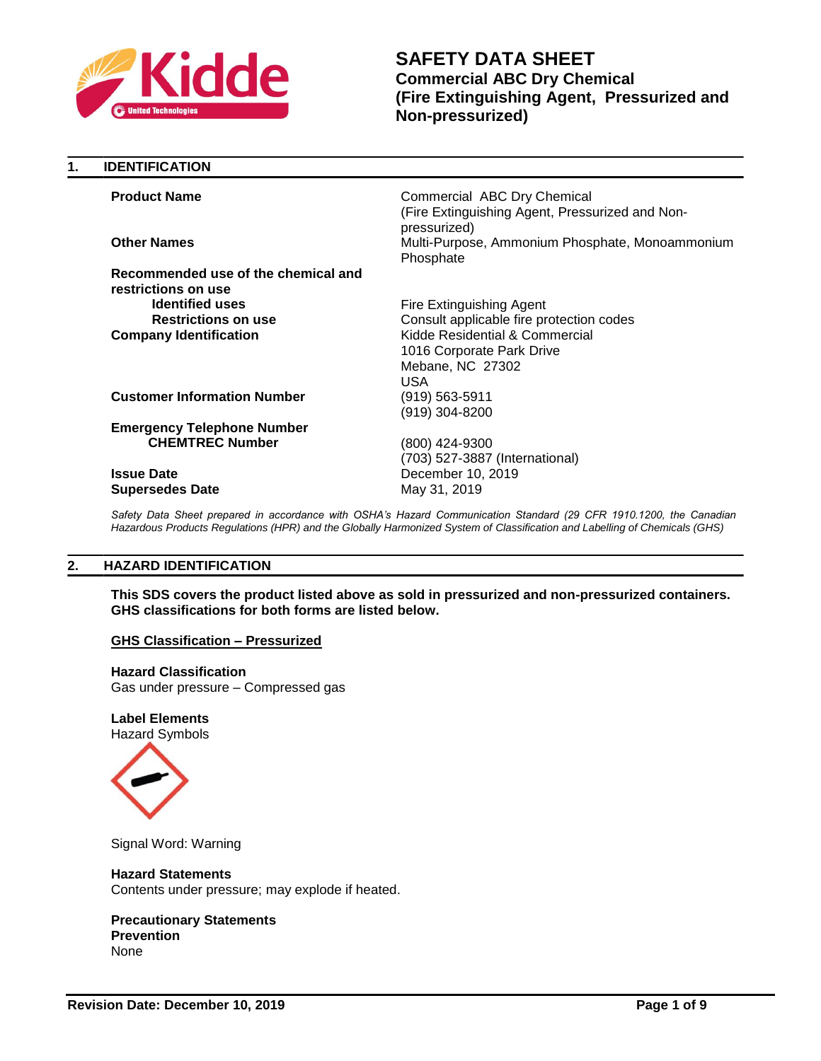# SAFETY DATA SHEET

**Commercial ABC Dry Chemical**
**(Fire Extinguishing Agent, Pressurized and Non-pressurized)**

## 1. IDENTIFICATION

| | |
|---|---|
| **Product Name** | Commercial ABC Dry Chemical (Fire Extinguishing Agent, Pressurized and Non-pressurized) |
| **Other Names** | Multi-Purpose, Ammonium Phosphate, Monoammonium Phosphate |
| **Recommended use of the chemical and restrictions on use** | |
| **Identified uses** | Fire Extinguishing Agent |
| **Restrictions on use** | Consult applicable fire protection codes |
| **Company Identification** | Kidde Residential & Commercial<br>1016 Corporate Park Drive<br>Mebane, NC 27302<br>USA |
| **Customer Information Number** | (919) 563-5911<br>(919) 304-8200 |
| **Emergency Telephone Number** | |
| **CHEMTREC Number** | (800) 424-9300<br>(703) 527-3887 (International) |
| **Issue Date** | December 10, 2019 |
| **Supersedes Date** | May 31, 2019 |

*Safety Data Sheet prepared in accordance with OSHA's Hazard Communication Standard (29 CFR 1910.1200, the Canadian Hazardous Products Regulations (HPR) and the Globally Harmonized System of Classification and Labelling of Chemicals (GHS)*

## 2. HAZARD IDENTIFICATION

**This SDS covers the product listed above as sold in pressurized and non-pressurized containers. GHS classifications for both forms are listed below.**

### GHS Classification – Pressurized

**Hazard Classification**
Gas under pressure – Compressed gas

**Label Elements**
Hazard Symbols

Signal Word: Warning

**Hazard Statements**
Contents under pressure; may explode if heated.

**Precautionary Statements**
**Prevention**
None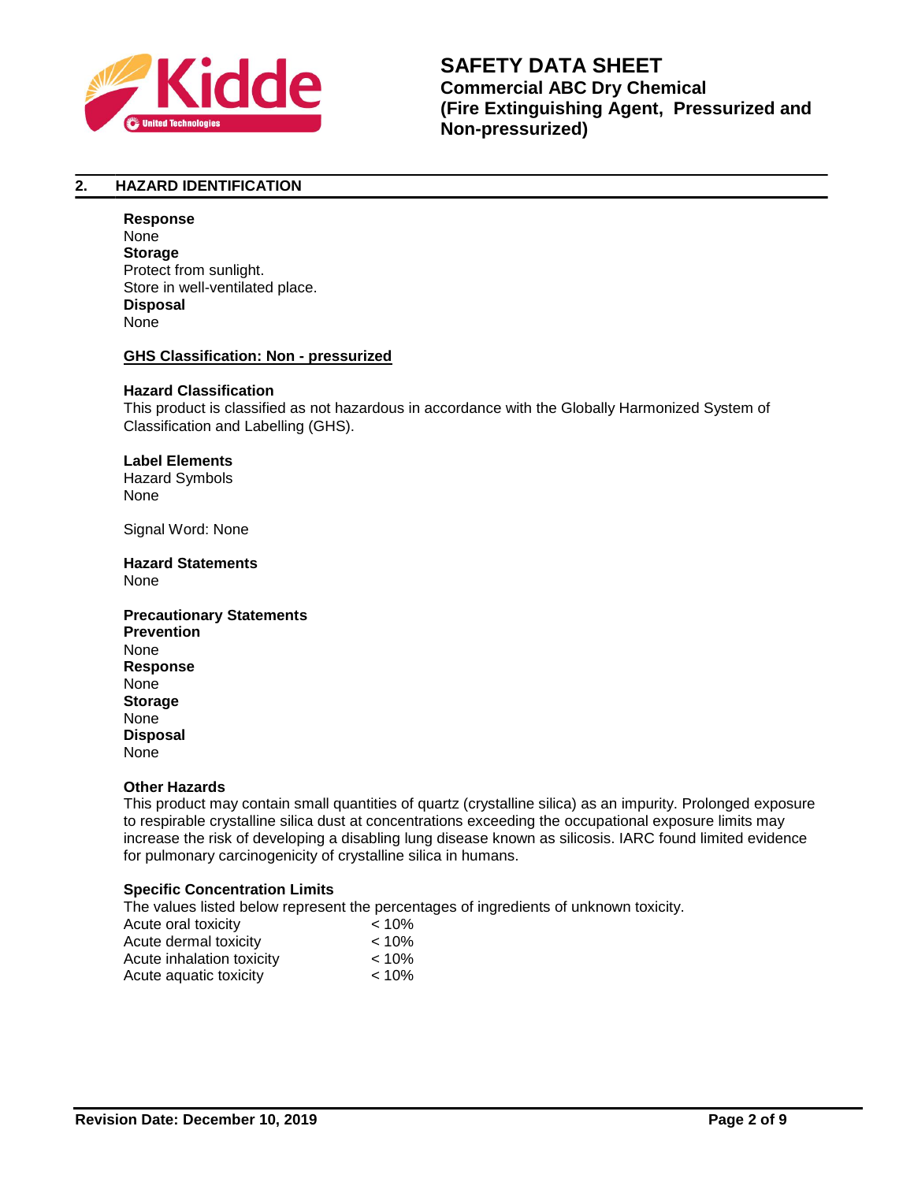## 2. HAZARD IDENTIFICATION

**Response**
None
**Storage**
Protect from sunlight.
Store in well-ventilated place.
**Disposal**
None

**GHS Classification: Non - pressurized**

**Hazard Classification**
This product is classified as not hazardous in accordance with the Globally Harmonized System of Classification and Labelling (GHS).

**Label Elements**
Hazard Symbols
None

Signal Word: None

**Hazard Statements**
None

**Precautionary Statements**
**Prevention**
None
**Response**
None
**Storage**
None
**Disposal**
None

**Other Hazards**
This product may contain small quantities of quartz (crystalline silica) as an impurity. Prolonged exposure to respirable crystalline silica dust at concentrations exceeding the occupational exposure limits may increase the risk of developing a disabling lung disease known as silicosis. IARC found limited evidence for pulmonary carcinogenicity of crystalline silica in humans.

**Specific Concentration Limits**
The values listed below represent the percentages of ingredients of unknown toxicity.

| | |
|---|---|
| Acute oral toxicity | < 10% |
| Acute dermal toxicity | < 10% |
| Acute inhalation toxicity | < 10% |
| Acute aquatic toxicity | < 10% |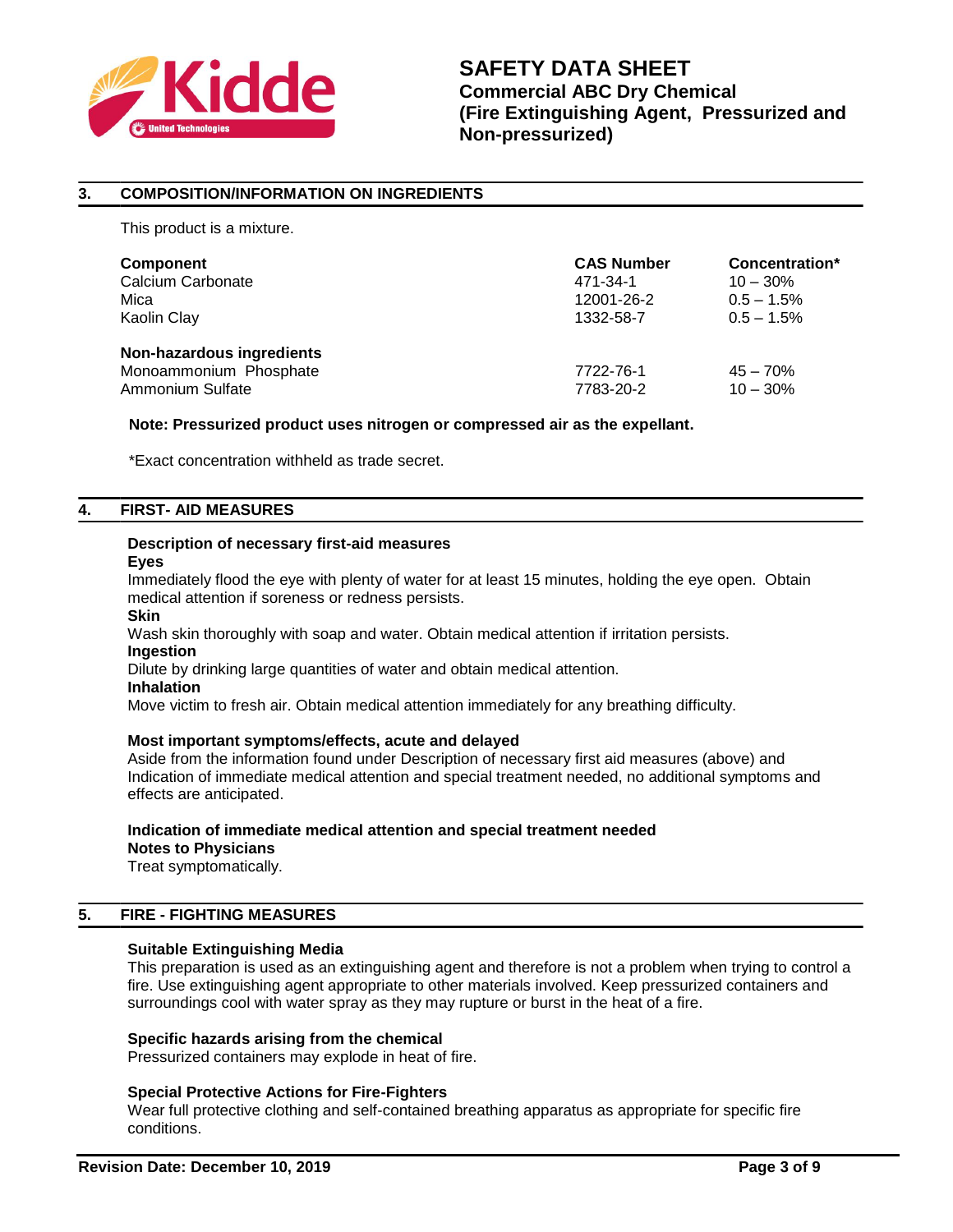## 3. COMPOSITION/INFORMATION ON INGREDIENTS

This product is a mixture.

| Component | CAS Number | Concentration* |
|---|---|---|
| Calcium Carbonate | 471-34-1 | 10 – 30% |
| Mica | 12001-26-2 | 0.5 – 1.5% |
| Kaolin Clay | 1332-58-7 | 0.5 – 1.5% |
| **Non-hazardous ingredients** | | |
| Monoammonium Phosphate | 7722-76-1 | 45 – 70% |
| Ammonium Sulfate | 7783-20-2 | 10 – 30% |

**Note: Pressurized product uses nitrogen or compressed air as the expellant.**

*Exact concentration withheld as trade secret.

## 4. FIRST- AID MEASURES

### Description of necessary first-aid measures

**Eyes**

Immediately flood the eye with plenty of water for at least 15 minutes, holding the eye open. Obtain medical attention if soreness or redness persists.

**Skin**

Wash skin thoroughly with soap and water. Obtain medical attention if irritation persists.

**Ingestion**

Dilute by drinking large quantities of water and obtain medical attention.

**Inhalation**

Move victim to fresh air. Obtain medical attention immediately for any breathing difficulty.

### Most important symptoms/effects, acute and delayed

Aside from the information found under Description of necessary first aid measures (above) and Indication of immediate medical attention and special treatment needed, no additional symptoms and effects are anticipated.

### Indication of immediate medical attention and special treatment needed

**Notes to Physicians**

Treat symptomatically.

## 5. FIRE - FIGHTING MEASURES

### Suitable Extinguishing Media

This preparation is used as an extinguishing agent and therefore is not a problem when trying to control a fire. Use extinguishing agent appropriate to other materials involved. Keep pressurized containers and surroundings cool with water spray as they may rupture or burst in the heat of a fire.

### Specific hazards arising from the chemical

Pressurized containers may explode in heat of fire.

### Special Protective Actions for Fire-Fighters

Wear full protective clothing and self-contained breathing apparatus as appropriate for specific fire conditions.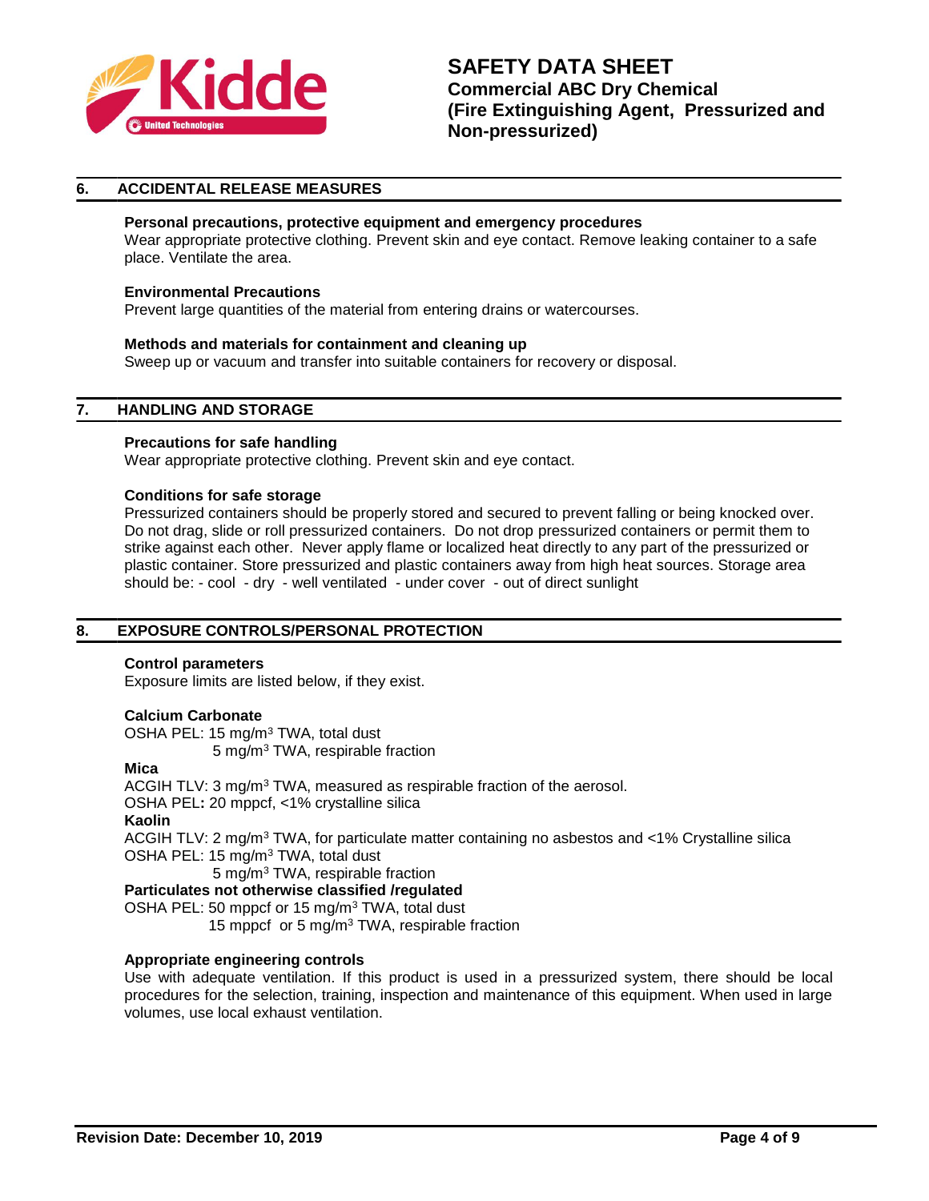## 6. ACCIDENTAL RELEASE MEASURES

**Personal precautions, protective equipment and emergency procedures**

Wear appropriate protective clothing. Prevent skin and eye contact. Remove leaking container to a safe place. Ventilate the area.

**Environmental Precautions**

Prevent large quantities of the material from entering drains or watercourses.

**Methods and materials for containment and cleaning up**

Sweep up or vacuum and transfer into suitable containers for recovery or disposal.

## 7. HANDLING AND STORAGE

**Precautions for safe handling**

Wear appropriate protective clothing. Prevent skin and eye contact.

**Conditions for safe storage**

Pressurized containers should be properly stored and secured to prevent falling or being knocked over. Do not drag, slide or roll pressurized containers. Do not drop pressurized containers or permit them to strike against each other. Never apply flame or localized heat directly to any part of the pressurized or plastic container. Store pressurized and plastic containers away from high heat sources. Storage area should be: - cool - dry - well ventilated - under cover - out of direct sunlight

## 8. EXPOSURE CONTROLS/PERSONAL PROTECTION

**Control parameters**

Exposure limits are listed below, if they exist.

**Calcium Carbonate**

OSHA PEL: 15 mg/m$^3$ TWA, total dust
5 mg/m$^3$ TWA, respirable fraction

**Mica**

ACGIH TLV: 3 mg/m$^3$ TWA, measured as respirable fraction of the aerosol.
OSHA PEL**:** 20 mppcf, <1% crystalline silica

**Kaolin**

ACGIH TLV: 2 mg/m$^3$ TWA, for particulate matter containing no asbestos and <1% Crystalline silica
OSHA PEL: 15 mg/m$^3$ TWA, total dust
5 mg/m$^3$ TWA, respirable fraction

**Particulates not otherwise classified /regulated**

OSHA PEL: 50 mppcf or 15 mg/m$^3$ TWA, total dust
15 mppcf or 5 mg/m$^3$ TWA, respirable fraction

**Appropriate engineering controls**

Use with adequate ventilation. If this product is used in a pressurized system, there should be local procedures for the selection, training, inspection and maintenance of this equipment. When used in large volumes, use local exhaust ventilation.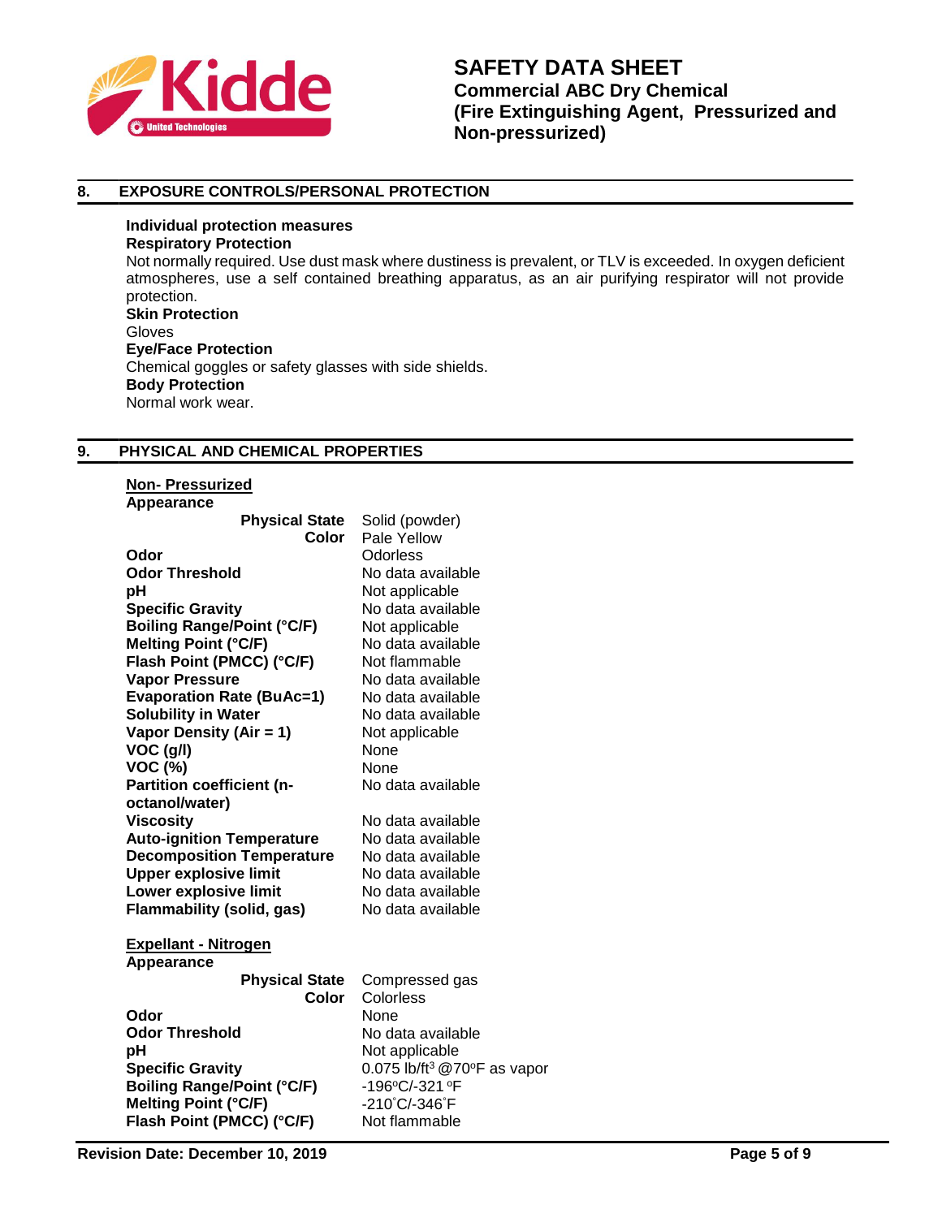## 8. EXPOSURE CONTROLS/PERSONAL PROTECTION

**Individual protection measures**

**Respiratory Protection**

Not normally required. Use dust mask where dustiness is prevalent, or TLV is exceeded. In oxygen deficient atmospheres, use a self contained breathing apparatus, as an air purifying respirator will not provide protection.

**Skin Protection**

Gloves

**Eye/Face Protection**

Chemical goggles or safety glasses with side shields.

**Body Protection**

Normal work wear.

## 9. PHYSICAL AND CHEMICAL PROPERTIES

**Non- Pressurized**

**Appearance**

| | |
|---|---|
| **Physical State** | Solid (powder) |
| **Color** | Pale Yellow |
| **Odor** | Odorless |
| **Odor Threshold** | No data available |
| **pH** | Not applicable |
| **Specific Gravity** | No data available |
| **Boiling Range/Point (°C/F)** | Not applicable |
| **Melting Point (°C/F)** | No data available |
| **Flash Point (PMCC) (°C/F)** | Not flammable |
| **Vapor Pressure** | No data available |
| **Evaporation Rate (BuAc=1)** | No data available |
| **Solubility in Water** | No data available |
| **Vapor Density (Air = 1)** | Not applicable |
| **VOC (g/l)** | None |
| **VOC (%)** | None |
| **Partition coefficient (n-octanol/water)** | No data available |
| **Viscosity** | No data available |
| **Auto-ignition Temperature** | No data available |
| **Decomposition Temperature** | No data available |
| **Upper explosive limit** | No data available |
| **Lower explosive limit** | No data available |
| **Flammability (solid, gas)** | No data available |

**Expellant - Nitrogen**

**Appearance**

| | |
|---|---|
| **Physical State** | Compressed gas |
| **Color** | Colorless |
| **Odor** | None |
| **Odor Threshold** | No data available |
| **pH** | Not applicable |
| **Specific Gravity** | 0.075 $lb/ft^3$ @70ºF as vapor |
| **Boiling Range/Point (°C/F)** | -196ºC/-321 ºF |
| **Melting Point (°C/F)** | -210˚C/-346˚F |
| **Flash Point (PMCC) (°C/F)** | Not flammable |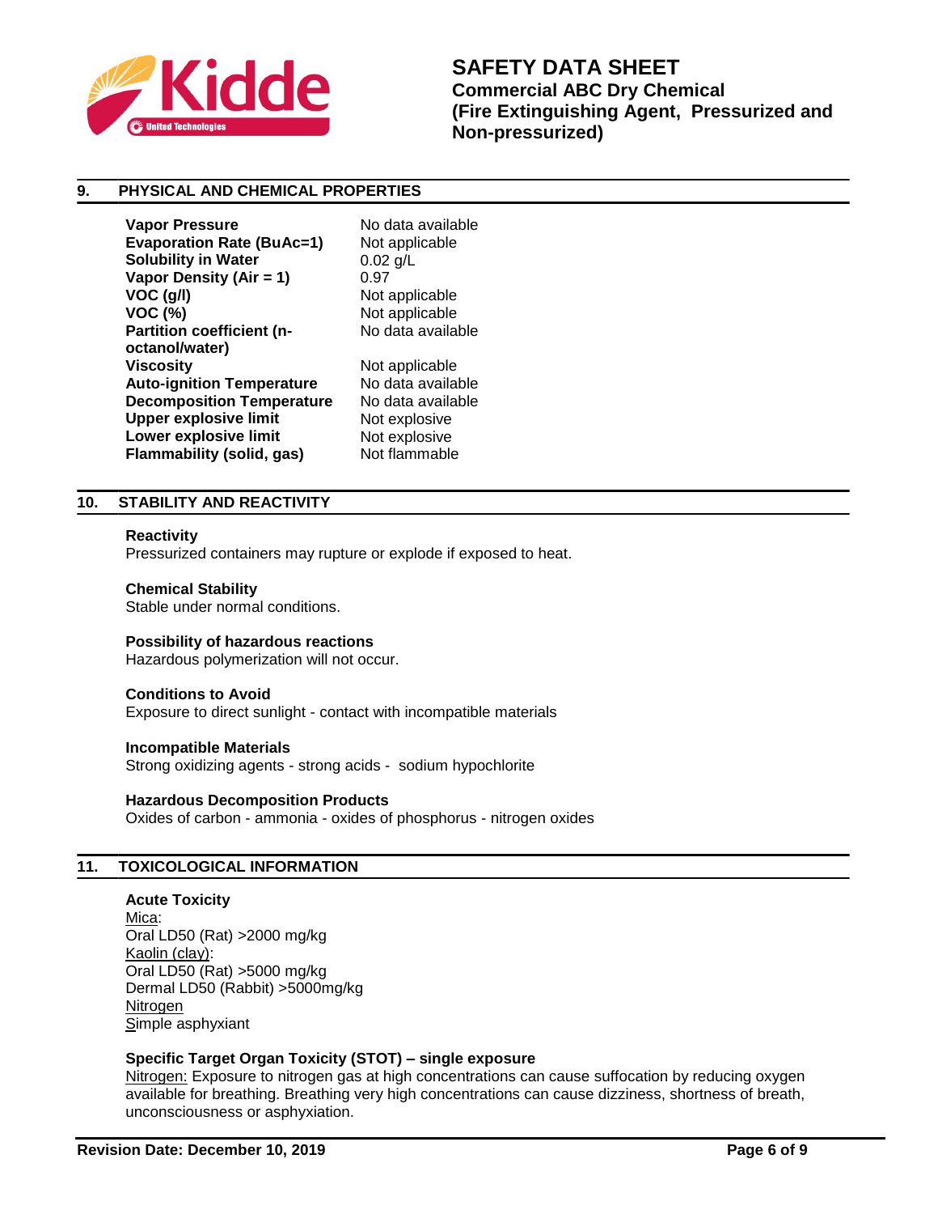## 9. PHYSICAL AND CHEMICAL PROPERTIES

| | |
|---|---|
| **Vapor Pressure** | No data available |
| **Evaporation Rate (BuAc=1)** | Not applicable |
| **Solubility in Water** | 0.02 g/L |
| **Vapor Density (Air = 1)** | 0.97 |
| **VOC (g/l)** | Not applicable |
| **VOC (%)** | Not applicable |
| **Partition coefficient (n-octanol/water)** | No data available |
| **Viscosity** | Not applicable |
| **Auto-ignition Temperature** | No data available |
| **Decomposition Temperature** | No data available |
| **Upper explosive limit** | Not explosive |
| **Lower explosive limit** | Not explosive |
| **Flammability (solid, gas)** | Not flammable |

## 10. STABILITY AND REACTIVITY

**Reactivity**
Pressurized containers may rupture or explode if exposed to heat.

**Chemical Stability**
Stable under normal conditions.

**Possibility of hazardous reactions**
Hazardous polymerization will not occur.

**Conditions to Avoid**
Exposure to direct sunlight - contact with incompatible materials

**Incompatible Materials**
Strong oxidizing agents - strong acids - sodium hypochlorite

**Hazardous Decomposition Products**
Oxides of carbon - ammonia - oxides of phosphorus - nitrogen oxides

## 11. TOXICOLOGICAL INFORMATION

**Acute Toxicity**
Mica:
Oral LD50 (Rat) >2000 mg/kg
Kaolin (clay):
Oral LD50 (Rat) >5000 mg/kg
Dermal LD50 (Rabbit) >5000mg/kg
Nitrogen
Simple asphyxiant

**Specific Target Organ Toxicity (STOT) – single exposure**
Nitrogen: Exposure to nitrogen gas at high concentrations can cause suffocation by reducing oxygen available for breathing. Breathing very high concentrations can cause dizziness, shortness of breath, unconsciousness or asphyxiation.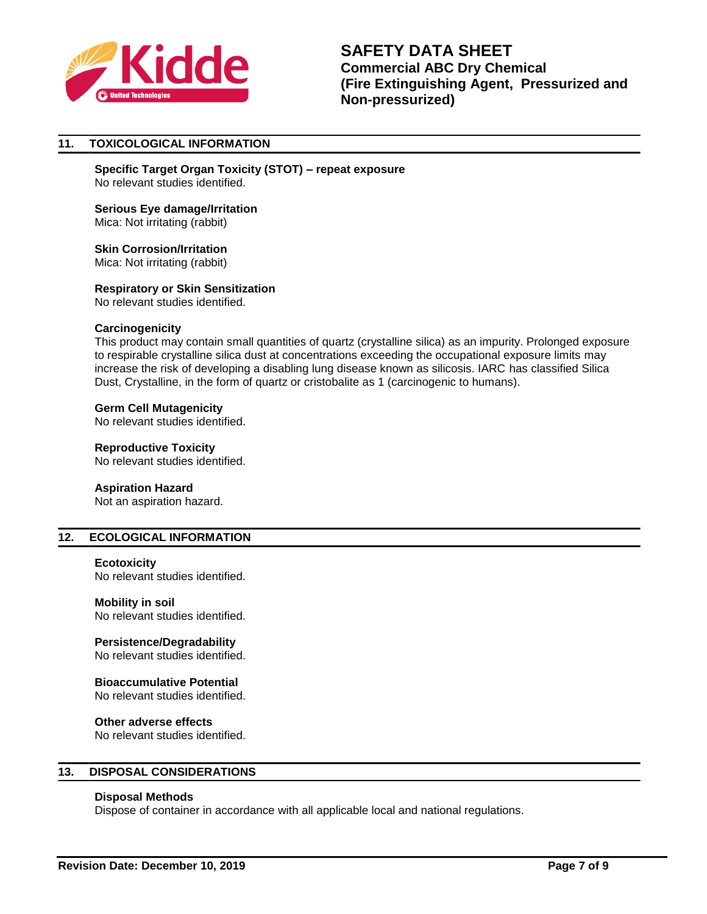## 11. TOXICOLOGICAL INFORMATION

**Specific Target Organ Toxicity (STOT) – repeat exposure**
No relevant studies identified.

**Serious Eye damage/Irritation**
Mica: Not irritating (rabbit)

**Skin Corrosion/Irritation**
Mica: Not irritating (rabbit)

**Respiratory or Skin Sensitization**
No relevant studies identified.

**Carcinogenicity**
This product may contain small quantities of quartz (crystalline silica) as an impurity. Prolonged exposure to respirable crystalline silica dust at concentrations exceeding the occupational exposure limits may increase the risk of developing a disabling lung disease known as silicosis. IARC has classified Silica Dust, Crystalline, in the form of quartz or cristobalite as 1 (carcinogenic to humans).

**Germ Cell Mutagenicity**
No relevant studies identified.

**Reproductive Toxicity**
No relevant studies identified.

**Aspiration Hazard**
Not an aspiration hazard.

## 12. ECOLOGICAL INFORMATION

**Ecotoxicity**
No relevant studies identified.

**Mobility in soil**
No relevant studies identified.

**Persistence/Degradability**
No relevant studies identified.

**Bioaccumulative Potential**
No relevant studies identified.

**Other adverse effects**
No relevant studies identified.

## 13. DISPOSAL CONSIDERATIONS

**Disposal Methods**
Dispose of container in accordance with all applicable local and national regulations.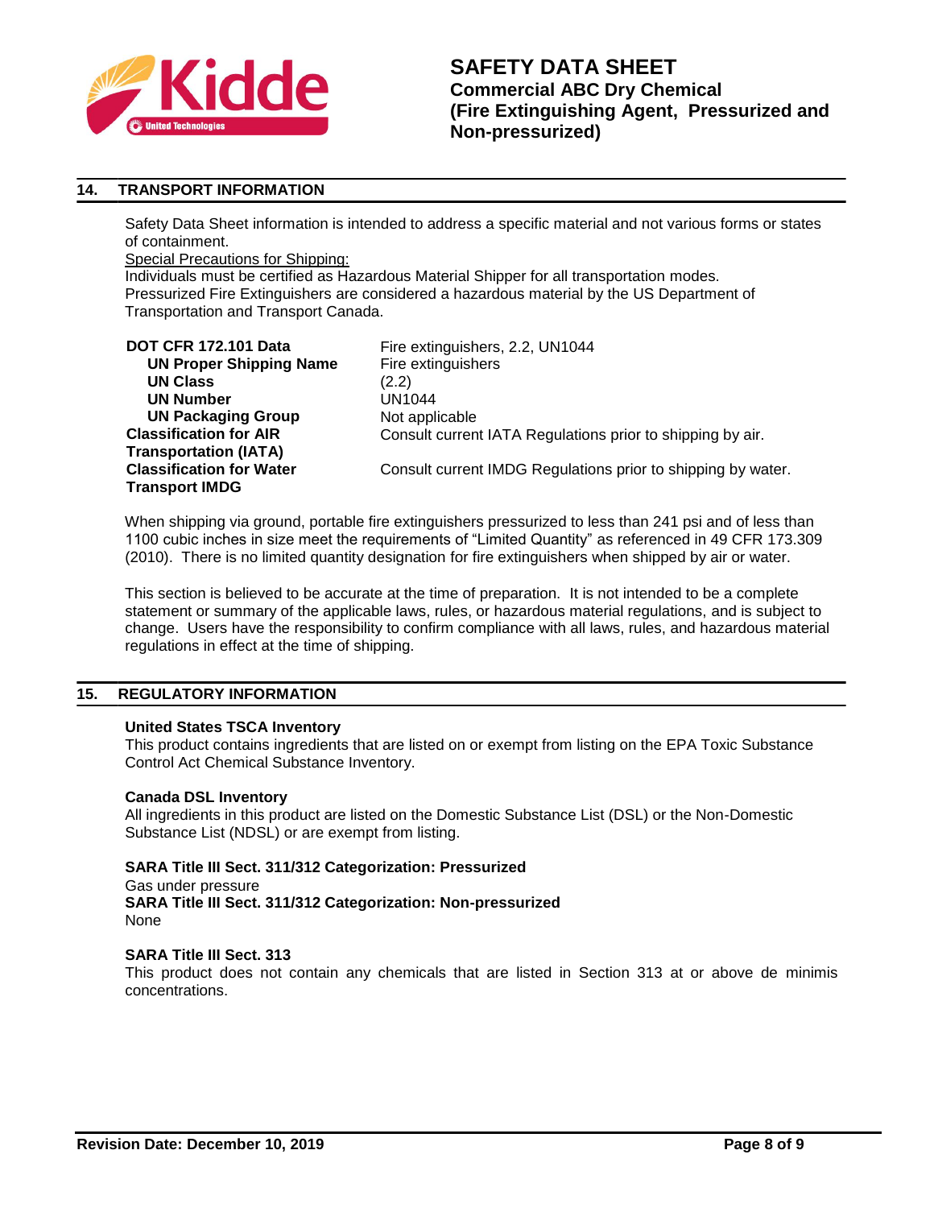## 14. TRANSPORT INFORMATION

Safety Data Sheet information is intended to address a specific material and not various forms or states of containment.

Special Precautions for Shipping:

Individuals must be certified as Hazardous Material Shipper for all transportation modes. Pressurized Fire Extinguishers are considered a hazardous material by the US Department of Transportation and Transport Canada.

| | |
|---|---|
| **DOT CFR 172.101 Data** | Fire extinguishers, 2.2, UN1044 |
| **UN Proper Shipping Name** | Fire extinguishers |
| **UN Class** | (2.2) |
| **UN Number** | UN1044 |
| **UN Packaging Group** | Not applicable |
| **Classification for AIR Transportation (IATA)** | Consult current IATA Regulations prior to shipping by air. |
| **Classification for Water Transport IMDG** | Consult current IMDG Regulations prior to shipping by water. |

When shipping via ground, portable fire extinguishers pressurized to less than 241 psi and of less than 1100 cubic inches in size meet the requirements of "Limited Quantity" as referenced in 49 CFR 173.309 (2010). There is no limited quantity designation for fire extinguishers when shipped by air or water.

This section is believed to be accurate at the time of preparation. It is not intended to be a complete statement or summary of the applicable laws, rules, or hazardous material regulations, and is subject to change. Users have the responsibility to confirm compliance with all laws, rules, and hazardous material regulations in effect at the time of shipping.

## 15. REGULATORY INFORMATION

**United States TSCA Inventory**

This product contains ingredients that are listed on or exempt from listing on the EPA Toxic Substance Control Act Chemical Substance Inventory.

**Canada DSL Inventory**

All ingredients in this product are listed on the Domestic Substance List (DSL) or the Non-Domestic Substance List (NDSL) or are exempt from listing.

**SARA Title III Sect. 311/312 Categorization: Pressurized**

Gas under pressure

**SARA Title III Sect. 311/312 Categorization: Non-pressurized**

None

**SARA Title III Sect. 313**

This product does not contain any chemicals that are listed in Section 313 at or above de minimis concentrations.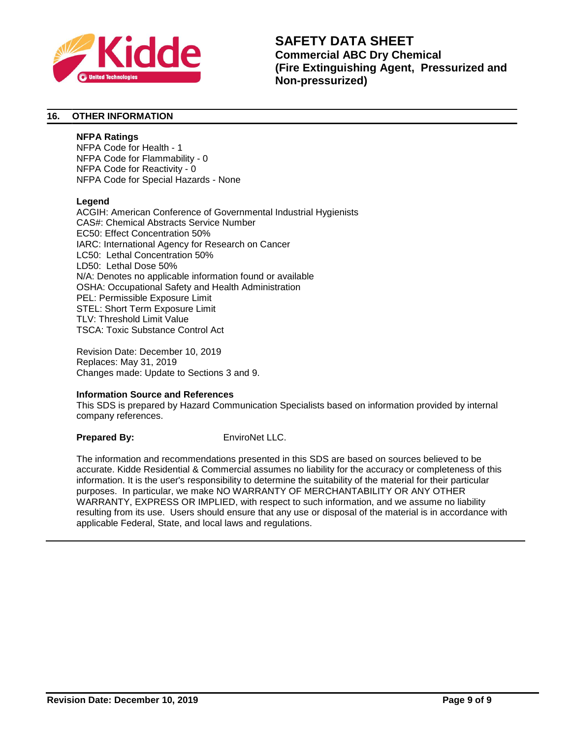## 16. OTHER INFORMATION

**NFPA Ratings**

NFPA Code for Health - 1
NFPA Code for Flammability - 0
NFPA Code for Reactivity - 0
NFPA Code for Special Hazards - None

**Legend**

ACGIH: American Conference of Governmental Industrial Hygienists
CAS#: Chemical Abstracts Service Number
EC50: Effect Concentration 50%
IARC: International Agency for Research on Cancer
LC50: Lethal Concentration 50%
LD50: Lethal Dose 50%
N/A: Denotes no applicable information found or available
OSHA: Occupational Safety and Health Administration
PEL: Permissible Exposure Limit
STEL: Short Term Exposure Limit
TLV: Threshold Limit Value
TSCA: Toxic Substance Control Act

Revision Date: December 10, 2019
Replaces: May 31, 2019
Changes made: Update to Sections 3 and 9.

**Information Source and References**

This SDS is prepared by Hazard Communication Specialists based on information provided by internal company references.

**Prepared By:** EnviroNet LLC.

The information and recommendations presented in this SDS are based on sources believed to be accurate. Kidde Residential & Commercial assumes no liability for the accuracy or completeness of this information. It is the user's responsibility to determine the suitability of the material for their particular purposes. In particular, we make NO WARRANTY OF MERCHANTABILITY OR ANY OTHER WARRANTY, EXPRESS OR IMPLIED, with respect to such information, and we assume no liability resulting from its use. Users should ensure that any use or disposal of the material is in accordance with applicable Federal, State, and local laws and regulations.